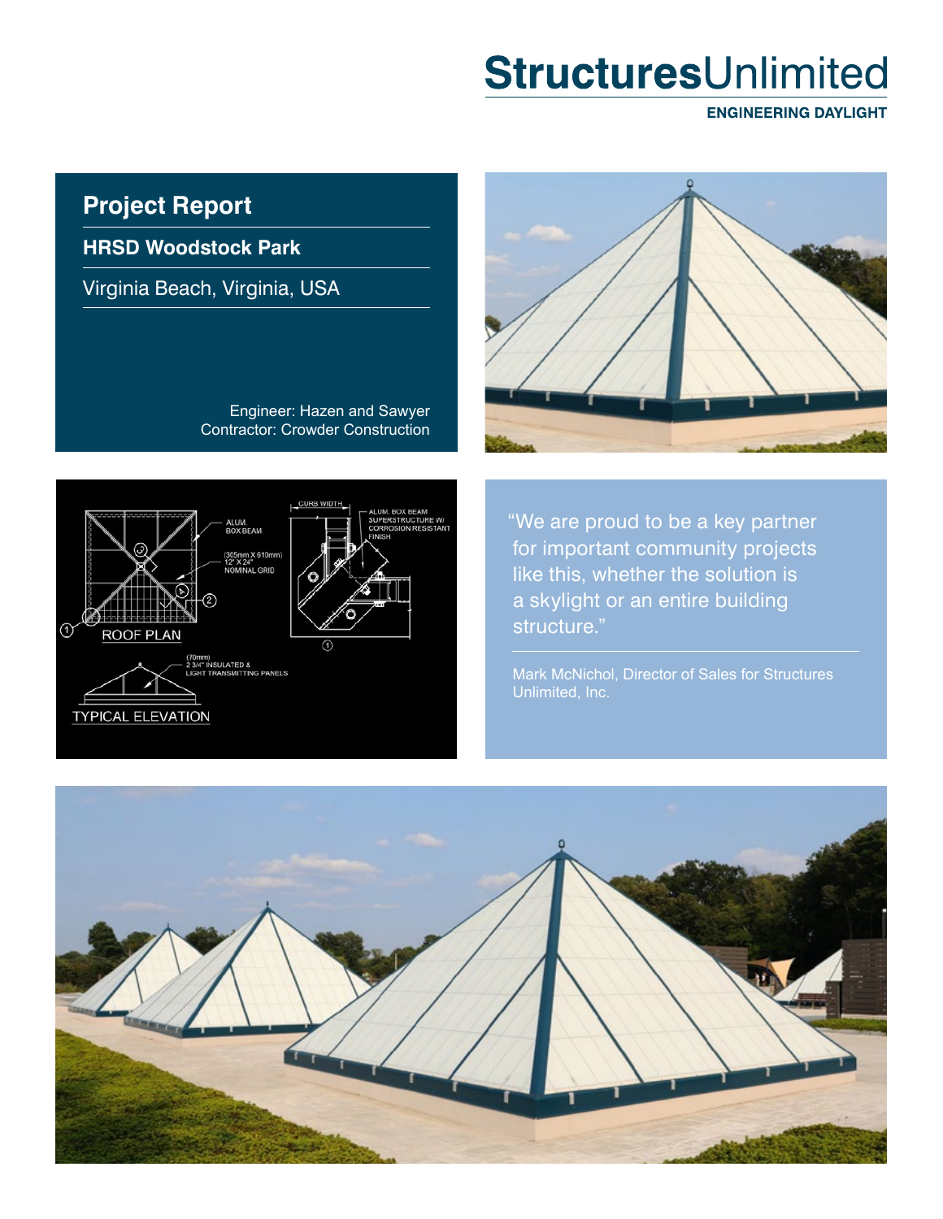# StructuresUnlimited

**ENGINEERING DAYLIGHT**

## Project Report

### HRSD Woodstock Park

Virginia Beach, Virginia, USA

Engineer: Hazen and Sawyer
Contractor: Crowder Construction

ALUM. BOX BEAM

(305mm X 610mm) 12" X 24" NOMINAL GRID

ROOF PLAN

CURB WIDTH

ALUM. BOX BEAM SUPERSTRUCTURE W/ CORROSION RESISTANT FINISH

(70mm) 2 3/4" INSULATED & LIGHT TRANSMITTING PANELS

TYPICAL ELEVATION

"We are proud to be a key partner for important community projects like this, whether the solution is a skylight or an entire building structure."

Mark McNichol, Director of Sales for Structures Unlimited, Inc.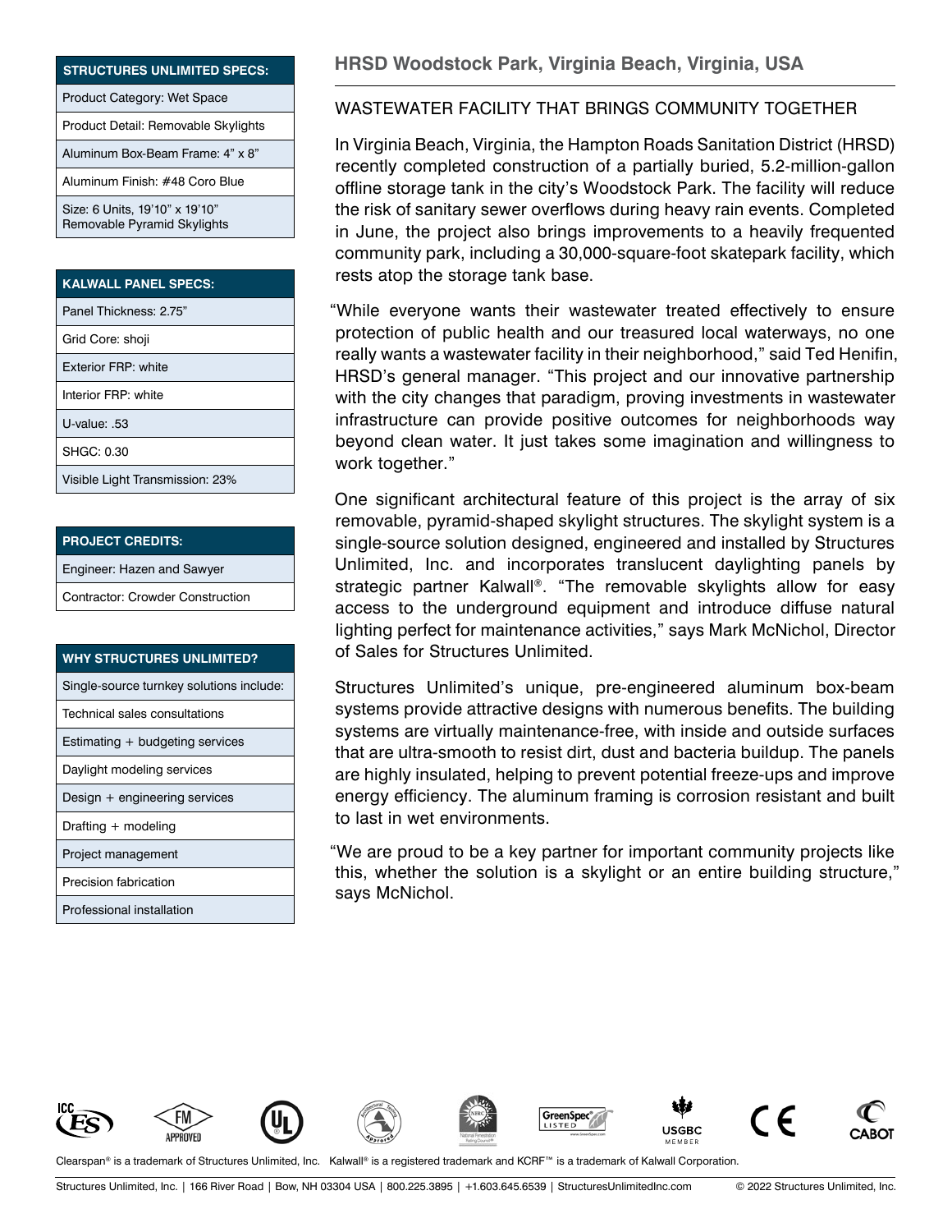| STRUCTURES UNLIMITED SPECS: |
| --- |
| Product Category: Wet Space |
| Product Detail: Removable Skylights |
| Aluminum Box-Beam Frame: 4" x 8" |
| Aluminum Finish: #48 Coro Blue |
| Size: 6 Units, 19'10" x 19'10" Removable Pyramid Skylights |

| KALWALL PANEL SPECS: |
| --- |
| Panel Thickness: 2.75" |
| Grid Core: shoji |
| Exterior FRP: white |
| Interior FRP: white |
| U-value: .53 |
| SHGC: 0.30 |
| Visible Light Transmission: 23% |

| PROJECT CREDITS: |
| --- |
| Engineer: Hazen and Sawyer |
| Contractor: Crowder Construction |

| WHY STRUCTURES UNLIMITED? |
| --- |
| Single-source turnkey solutions include: |
| Technical sales consultations |
| Estimating + budgeting services |
| Daylight modeling services |
| Design + engineering services |
| Drafting + modeling |
| Project management |
| Precision fabrication |
| Professional installation |

## HRSD Woodstock Park, Virginia Beach, Virginia, USA

### WASTEWATER FACILITY THAT BRINGS COMMUNITY TOGETHER

In Virginia Beach, Virginia, the Hampton Roads Sanitation District (HRSD) recently completed construction of a partially buried, 5.2-million-gallon offline storage tank in the city's Woodstock Park. The facility will reduce the risk of sanitary sewer overflows during heavy rain events. Completed in June, the project also brings improvements to a heavily frequented community park, including a 30,000-square-foot skatepark facility, which rests atop the storage tank base.

"While everyone wants their wastewater treated effectively to ensure protection of public health and our treasured local waterways, no one really wants a wastewater facility in their neighborhood," said Ted Henifin, HRSD's general manager. "This project and our innovative partnership with the city changes that paradigm, proving investments in wastewater infrastructure can provide positive outcomes for neighborhoods way beyond clean water. It just takes some imagination and willingness to work together."

One significant architectural feature of this project is the array of six removable, pyramid-shaped skylight structures. The skylight system is a single-source solution designed, engineered and installed by Structures Unlimited, Inc. and incorporates translucent daylighting panels by strategic partner Kalwall®. "The removable skylights allow for easy access to the underground equipment and introduce diffuse natural lighting perfect for maintenance activities," says Mark McNichol, Director of Sales for Structures Unlimited.

Structures Unlimited's unique, pre-engineered aluminum box-beam systems provide attractive designs with numerous benefits. The building systems are virtually maintenance-free, with inside and outside surfaces that are ultra-smooth to resist dirt, dust and bacteria buildup. The panels are highly insulated, helping to prevent potential freeze-ups and improve energy efficiency. The aluminum framing is corrosion resistant and built to last in wet environments.

"We are proud to be a key partner for important community projects like this, whether the solution is a skylight or an entire building structure," says McNichol.

Clearspan® is a trademark of Structures Unlimited, Inc. Kalwall® is a registered trademark and KCRF™ is a trademark of Kalwall Corporation.

Structures Unlimited, Inc. | 166 River Road | Bow, NH 03304 USA | 800.225.3895 | +1.603.645.6539 | StructuresUnlimitedInc.com © 2022 Structures Unlimited, Inc.